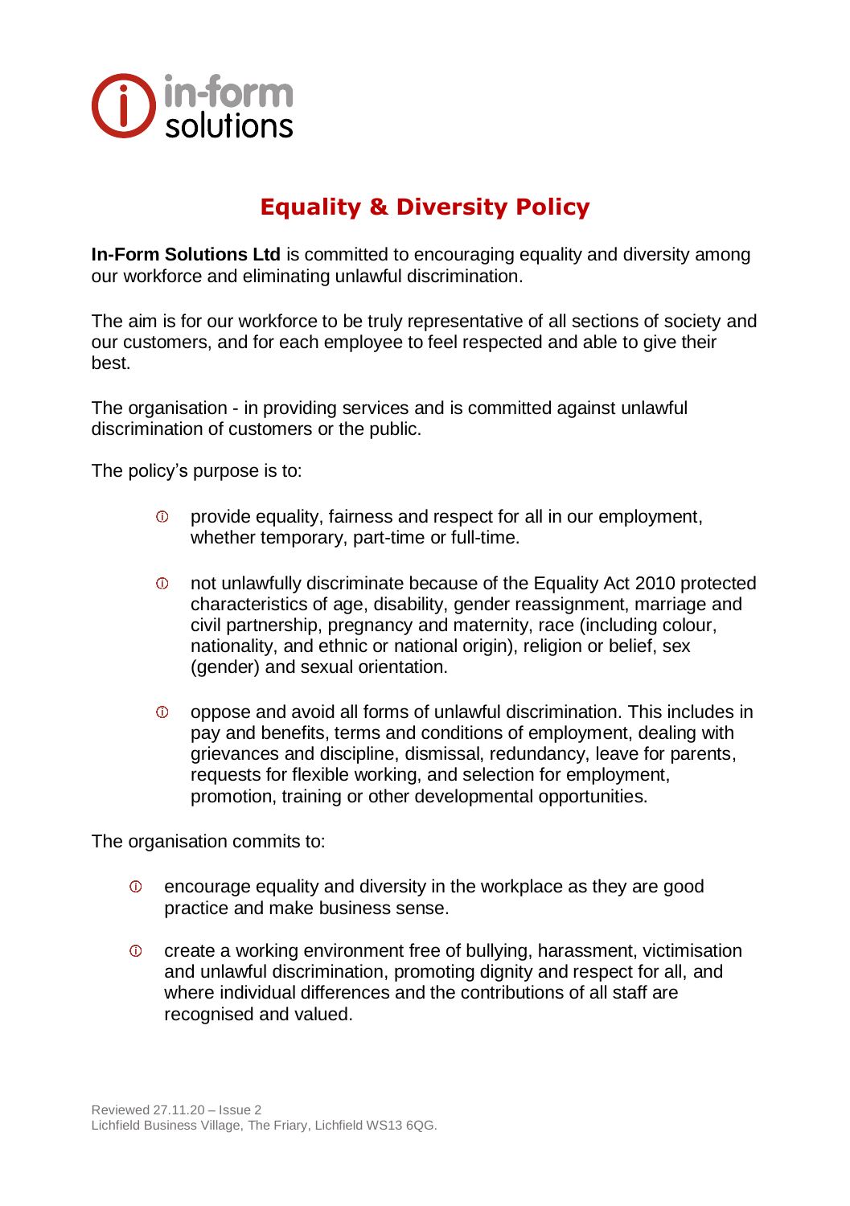# Equality & Diversity Policy

**In-Form Solutions Ltd** is committed to encouraging equality and diversity among our workforce and eliminating unlawful discrimination.

The aim is for our workforce to be truly representative of all sections of society and our customers, and for each employee to feel respected and able to give their best.

The organisation - in providing services and is committed against unlawful discrimination of customers or the public.

The policy's purpose is to:

- provide equality, fairness and respect for all in our employment, whether temporary, part-time or full-time.
- not unlawfully discriminate because of the Equality Act 2010 protected characteristics of age, disability, gender reassignment, marriage and civil partnership, pregnancy and maternity, race (including colour, nationality, and ethnic or national origin), religion or belief, sex (gender) and sexual orientation.
- oppose and avoid all forms of unlawful discrimination. This includes in pay and benefits, terms and conditions of employment, dealing with grievances and discipline, dismissal, redundancy, leave for parents, requests for flexible working, and selection for employment, promotion, training or other developmental opportunities.

The organisation commits to:

- encourage equality and diversity in the workplace as they are good practice and make business sense.
- create a working environment free of bullying, harassment, victimisation and unlawful discrimination, promoting dignity and respect for all, and where individual differences and the contributions of all staff are recognised and valued.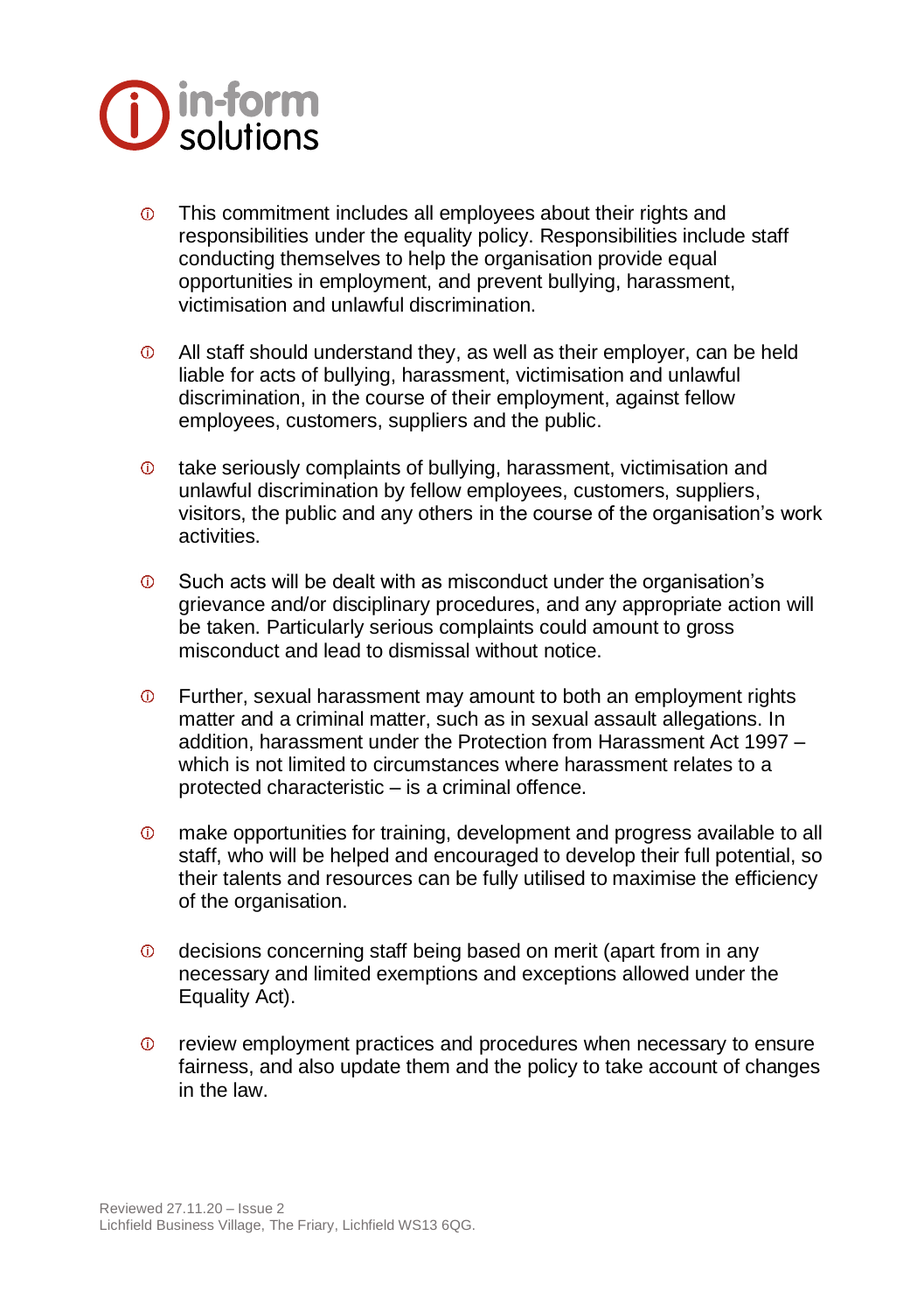- This commitment includes all employees about their rights and responsibilities under the equality policy. Responsibilities include staff conducting themselves to help the organisation provide equal opportunities in employment, and prevent bullying, harassment, victimisation and unlawful discrimination.

- All staff should understand they, as well as their employer, can be held liable for acts of bullying, harassment, victimisation and unlawful discrimination, in the course of their employment, against fellow employees, customers, suppliers and the public.

- take seriously complaints of bullying, harassment, victimisation and unlawful discrimination by fellow employees, customers, suppliers, visitors, the public and any others in the course of the organisation's work activities.

- Such acts will be dealt with as misconduct under the organisation's grievance and/or disciplinary procedures, and any appropriate action will be taken. Particularly serious complaints could amount to gross misconduct and lead to dismissal without notice.

- Further, sexual harassment may amount to both an employment rights matter and a criminal matter, such as in sexual assault allegations. In addition, harassment under the Protection from Harassment Act 1997 – which is not limited to circumstances where harassment relates to a protected characteristic – is a criminal offence.

- make opportunities for training, development and progress available to all staff, who will be helped and encouraged to develop their full potential, so their talents and resources can be fully utilised to maximise the efficiency of the organisation.

- decisions concerning staff being based on merit (apart from in any necessary and limited exemptions and exceptions allowed under the Equality Act).

- review employment practices and procedures when necessary to ensure fairness, and also update them and the policy to take account of changes in the law.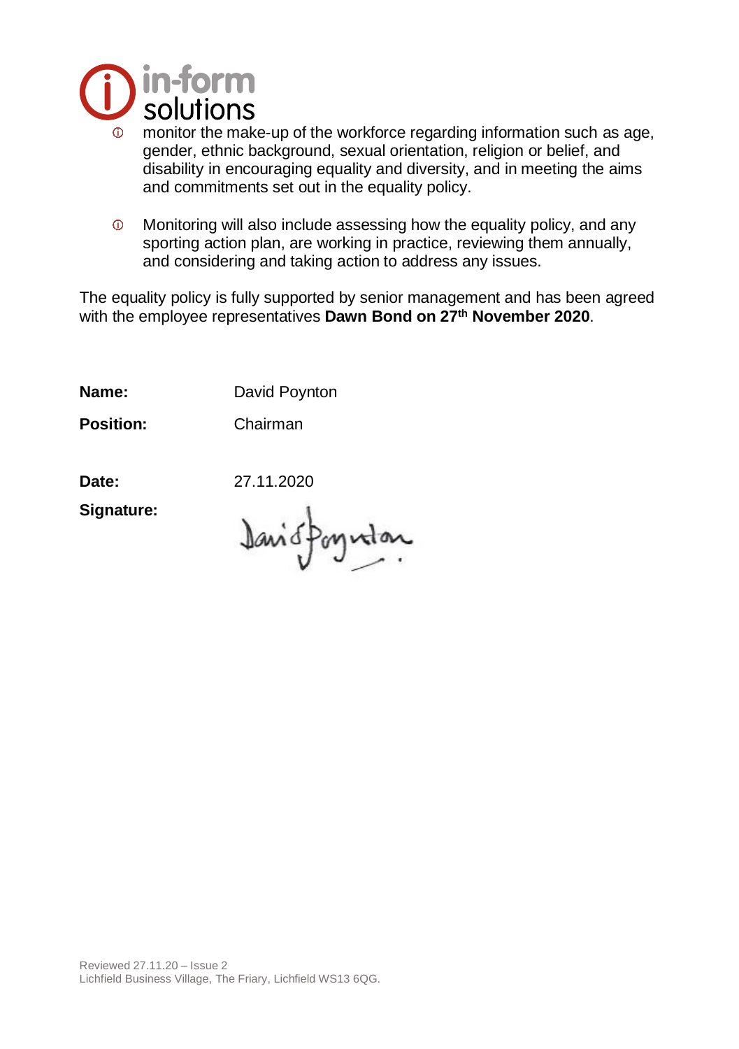- monitor the make-up of the workforce regarding information such as age, gender, ethnic background, sexual orientation, religion or belief, and disability in encouraging equality and diversity, and in meeting the aims and commitments set out in the equality policy.

- Monitoring will also include assessing how the equality policy, and any sporting action plan, are working in practice, reviewing them annually, and considering and taking action to address any issues.

The equality policy is fully supported by senior management and has been agreed with the employee representatives **Dawn Bond on 27th November 2020**.

**Name:** David Poynton

**Position:** Chairman

**Date:** 27.11.2020

**Signature:** David Poynton

Reviewed 27.11.20 – Issue 2
Lichfield Business Village, The Friary, Lichfield WS13 6QG.